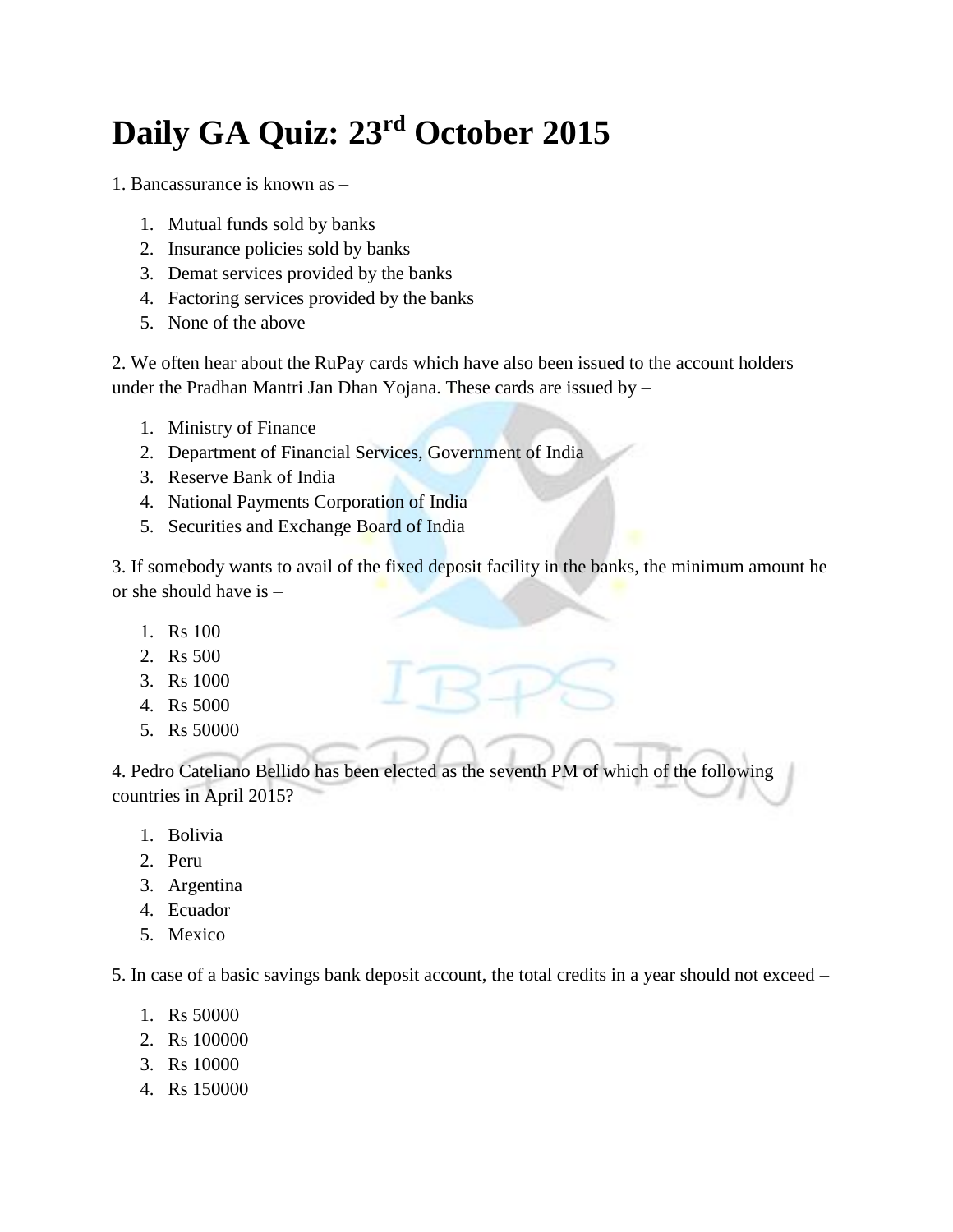# Daily GA Quiz: 23rd October 2015

1. Bancassurance is known as –

1. Mutual funds sold by banks
2. Insurance policies sold by banks
3. Demat services provided by the banks
4. Factoring services provided by the banks
5. None of the above

2. We often hear about the RuPay cards which have also been issued to the account holders under the Pradhan Mantri Jan Dhan Yojana. These cards are issued by –

1. Ministry of Finance
2. Department of Financial Services, Government of India
3. Reserve Bank of India
4. National Payments Corporation of India
5. Securities and Exchange Board of India

3. If somebody wants to avail of the fixed deposit facility in the banks, the minimum amount he or she should have is –

1. Rs 100
2. Rs 500
3. Rs 1000
4. Rs 5000
5. Rs 50000

4. Pedro Cateliano Bellido has been elected as the seventh PM of which of the following countries in April 2015?

1. Bolivia
2. Peru
3. Argentina
4. Ecuador
5. Mexico

5. In case of a basic savings bank deposit account, the total credits in a year should not exceed –

1. Rs 50000
2. Rs 100000
3. Rs 10000
4. Rs 150000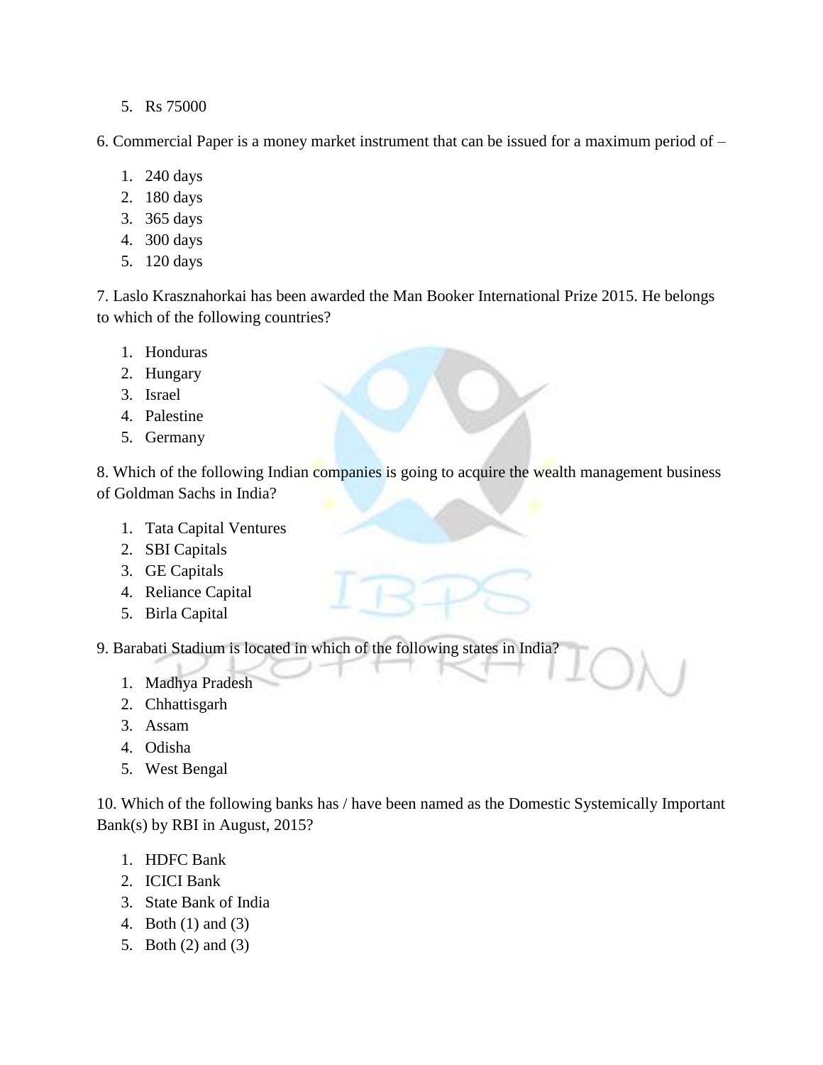5. Rs 75000

6. Commercial Paper is a money market instrument that can be issued for a maximum period of –

1. 240 days
2. 180 days
3. 365 days
4. 300 days
5. 120 days

7. Laslo Krasznahorkai has been awarded the Man Booker International Prize 2015. He belongs to which of the following countries?

1. Honduras
2. Hungary
3. Israel
4. Palestine
5. Germany

8. Which of the following Indian companies is going to acquire the wealth management business of Goldman Sachs in India?

1. Tata Capital Ventures
2. SBI Capitals
3. GE Capitals
4. Reliance Capital
5. Birla Capital

9. Barabati Stadium is located in which of the following states in India?

1. Madhya Pradesh
2. Chhattisgarh
3. Assam
4. Odisha
5. West Bengal

10. Which of the following banks has / have been named as the Domestic Systemically Important Bank(s) by RBI in August, 2015?

1. HDFC Bank
2. ICICI Bank
3. State Bank of India
4. Both (1) and (3)
5. Both (2) and (3)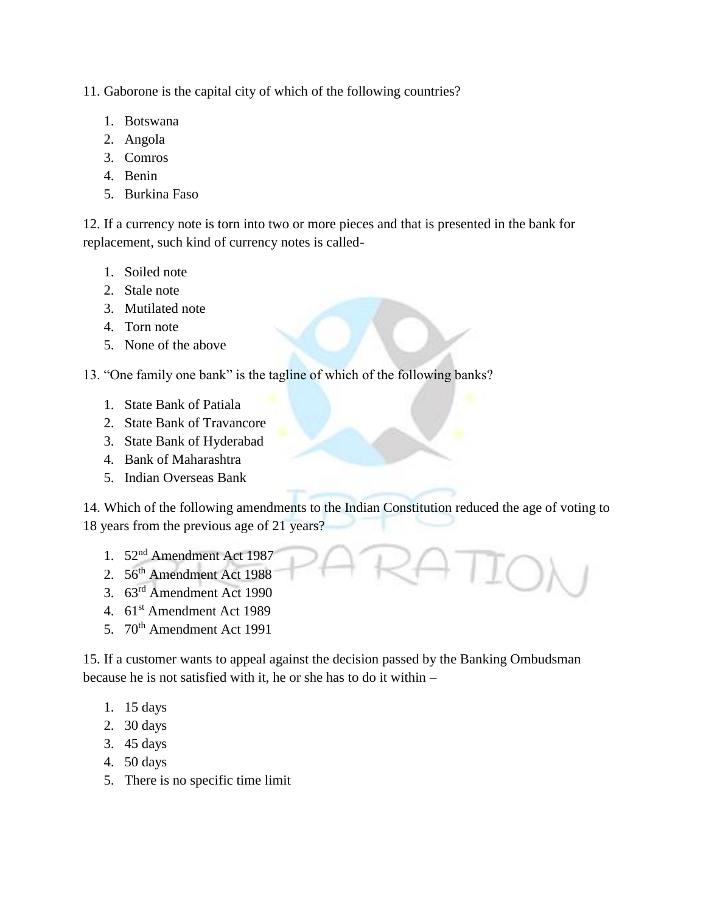11. Gaborone is the capital city of which of the following countries?

1. Botswana
2. Angola
3. Comros
4. Benin
5. Burkina Faso

12. If a currency note is torn into two or more pieces and that is presented in the bank for replacement, such kind of currency notes is called-

1. Soiled note
2. Stale note
3. Mutilated note
4. Torn note
5. None of the above

13. “One family one bank” is the tagline of which of the following banks?

1. State Bank of Patiala
2. State Bank of Travancore
3. State Bank of Hyderabad
4. Bank of Maharashtra
5. Indian Overseas Bank

14. Which of the following amendments to the Indian Constitution reduced the age of voting to 18 years from the previous age of 21 years?

1. 52nd Amendment Act 1987
2. 56th Amendment Act 1988
3. 63rd Amendment Act 1990
4. 61st Amendment Act 1989
5. 70th Amendment Act 1991

15. If a customer wants to appeal against the decision passed by the Banking Ombudsman because he is not satisfied with it, he or she has to do it within –

1. 15 days
2. 30 days
3. 45 days
4. 50 days
5. There is no specific time limit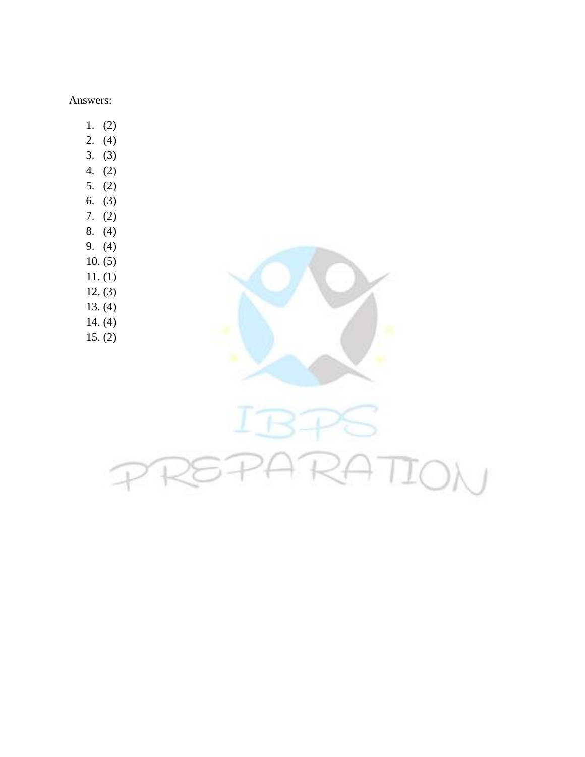Answers:

1. (2)
2. (4)
3. (3)
4. (2)
5. (2)
6. (3)
7. (2)
8. (4)
9. (4)
10. (5)
11. (1)
12. (3)
13. (4)
14. (4)
15. (2)